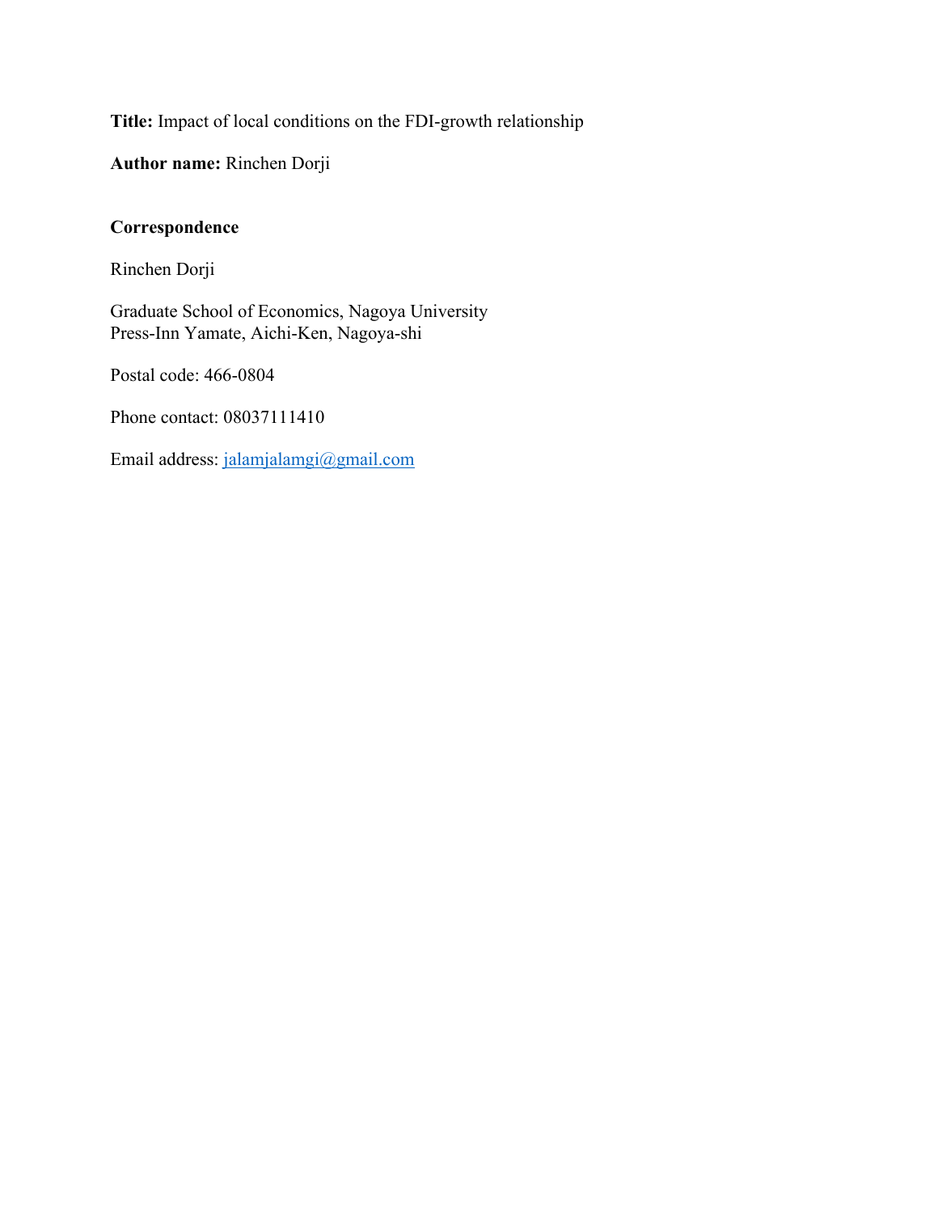**Title:** Impact of local conditions on the FDI-growth relationship

**Author name:** Rinchen Dorji

**Correspondence**

Rinchen Dorji

Graduate School of Economics, Nagoya University
Press-Inn Yamate, Aichi-Ken, Nagoya-shi

Postal code: 466-0804

Phone contact: 08037111410

Email address: jalamjalamgi@gmail.com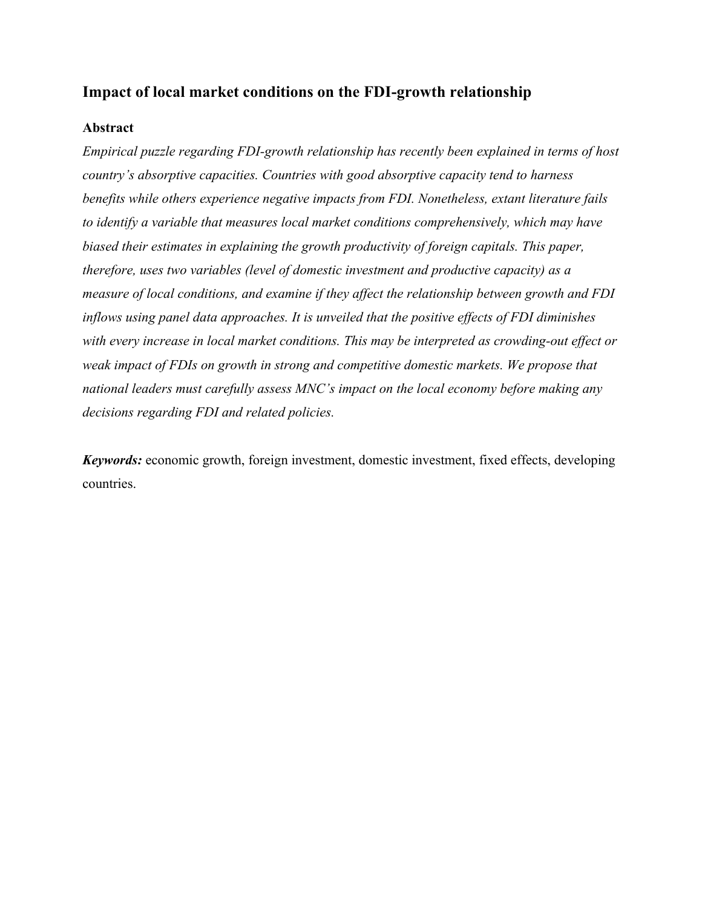## Impact of local market conditions on the FDI-growth relationship

### Abstract

*Empirical puzzle regarding FDI-growth relationship has recently been explained in terms of host country's absorptive capacities. Countries with good absorptive capacity tend to harness benefits while others experience negative impacts from FDI. Nonetheless, extant literature fails to identify a variable that measures local market conditions comprehensively, which may have biased their estimates in explaining the growth productivity of foreign capitals. This paper, therefore, uses two variables (level of domestic investment and productive capacity) as a measure of local conditions, and examine if they affect the relationship between growth and FDI inflows using panel data approaches. It is unveiled that the positive effects of FDI diminishes with every increase in local market conditions. This may be interpreted as crowding-out effect or weak impact of FDIs on growth in strong and competitive domestic markets. We propose that national leaders must carefully assess MNC's impact on the local economy before making any decisions regarding FDI and related policies.*

***Keywords:*** economic growth, foreign investment, domestic investment, fixed effects, developing countries.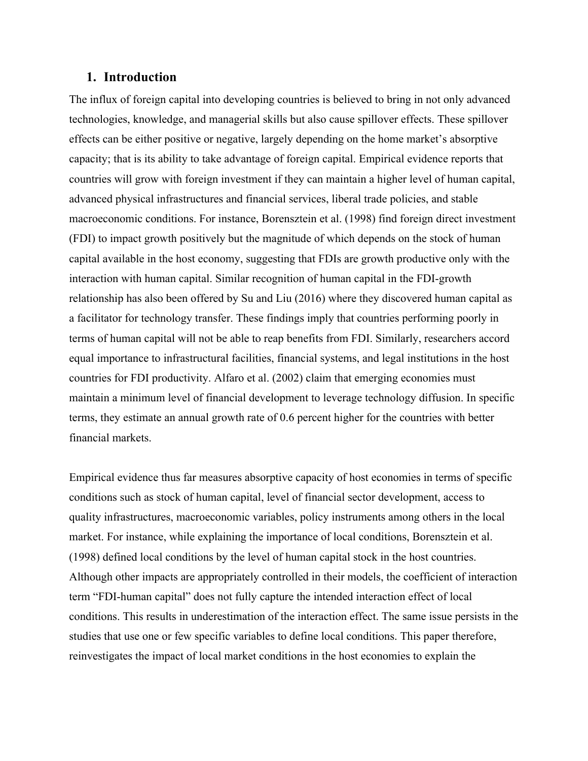## 1. Introduction

The influx of foreign capital into developing countries is believed to bring in not only advanced technologies, knowledge, and managerial skills but also cause spillover effects. These spillover effects can be either positive or negative, largely depending on the home market's absorptive capacity; that is its ability to take advantage of foreign capital. Empirical evidence reports that countries will grow with foreign investment if they can maintain a higher level of human capital, advanced physical infrastructures and financial services, liberal trade policies, and stable macroeconomic conditions. For instance, Borensztein et al. (1998) find foreign direct investment (FDI) to impact growth positively but the magnitude of which depends on the stock of human capital available in the host economy, suggesting that FDIs are growth productive only with the interaction with human capital. Similar recognition of human capital in the FDI-growth relationship has also been offered by Su and Liu (2016) where they discovered human capital as a facilitator for technology transfer. These findings imply that countries performing poorly in terms of human capital will not be able to reap benefits from FDI. Similarly, researchers accord equal importance to infrastructural facilities, financial systems, and legal institutions in the host countries for FDI productivity. Alfaro et al. (2002) claim that emerging economies must maintain a minimum level of financial development to leverage technology diffusion. In specific terms, they estimate an annual growth rate of 0.6 percent higher for the countries with better financial markets.

Empirical evidence thus far measures absorptive capacity of host economies in terms of specific conditions such as stock of human capital, level of financial sector development, access to quality infrastructures, macroeconomic variables, policy instruments among others in the local market. For instance, while explaining the importance of local conditions, Borensztein et al. (1998) defined local conditions by the level of human capital stock in the host countries. Although other impacts are appropriately controlled in their models, the coefficient of interaction term "FDI-human capital" does not fully capture the intended interaction effect of local conditions. This results in underestimation of the interaction effect. The same issue persists in the studies that use one or few specific variables to define local conditions. This paper therefore, reinvestigates the impact of local market conditions in the host economies to explain the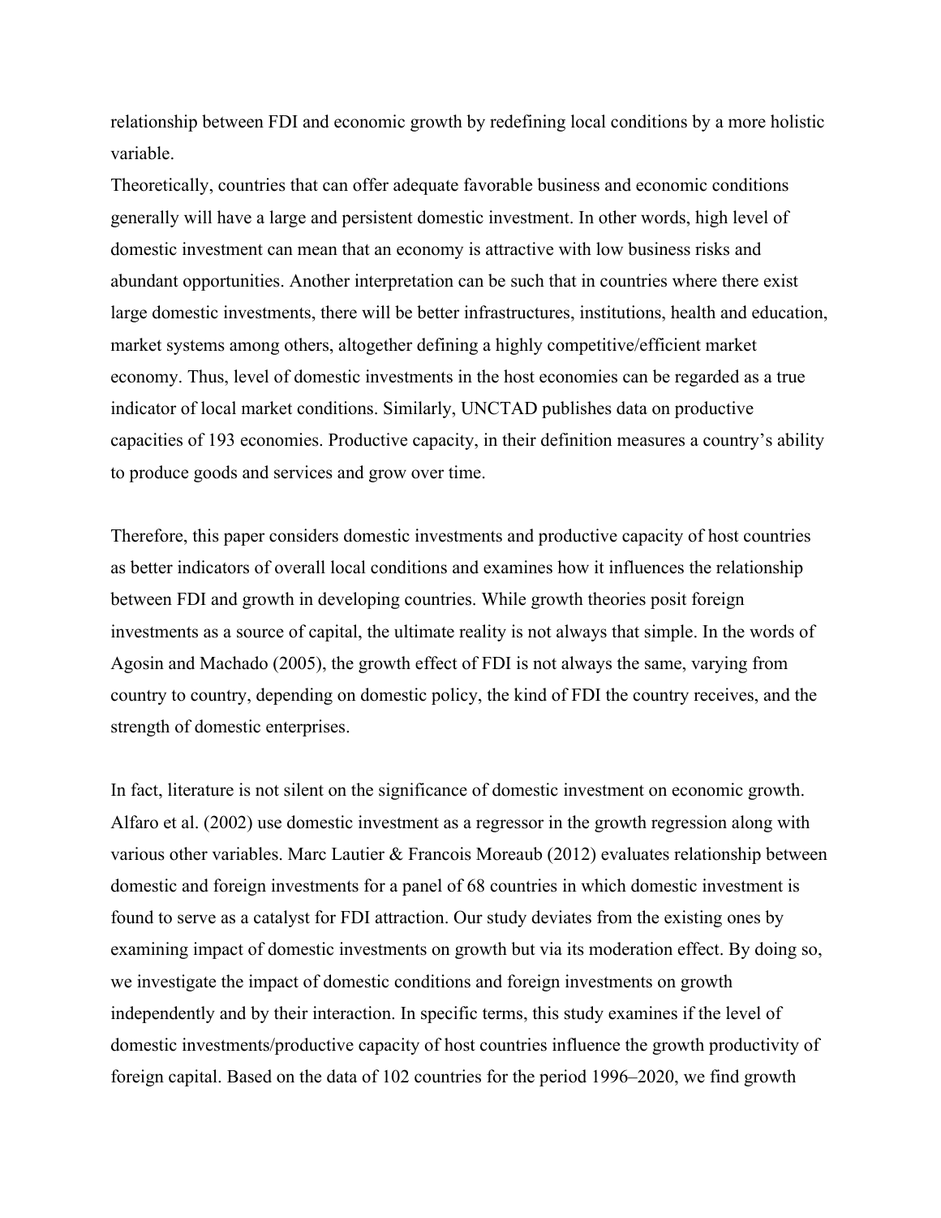relationship between FDI and economic growth by redefining local conditions by a more holistic variable.

Theoretically, countries that can offer adequate favorable business and economic conditions generally will have a large and persistent domestic investment. In other words, high level of domestic investment can mean that an economy is attractive with low business risks and abundant opportunities. Another interpretation can be such that in countries where there exist large domestic investments, there will be better infrastructures, institutions, health and education, market systems among others, altogether defining a highly competitive/efficient market economy. Thus, level of domestic investments in the host economies can be regarded as a true indicator of local market conditions. Similarly, UNCTAD publishes data on productive capacities of 193 economies. Productive capacity, in their definition measures a country's ability to produce goods and services and grow over time.

Therefore, this paper considers domestic investments and productive capacity of host countries as better indicators of overall local conditions and examines how it influences the relationship between FDI and growth in developing countries. While growth theories posit foreign investments as a source of capital, the ultimate reality is not always that simple. In the words of Agosin and Machado (2005), the growth effect of FDI is not always the same, varying from country to country, depending on domestic policy, the kind of FDI the country receives, and the strength of domestic enterprises.

In fact, literature is not silent on the significance of domestic investment on economic growth. Alfaro et al. (2002) use domestic investment as a regressor in the growth regression along with various other variables. Marc Lautier & Francois Moreaub (2012) evaluates relationship between domestic and foreign investments for a panel of 68 countries in which domestic investment is found to serve as a catalyst for FDI attraction. Our study deviates from the existing ones by examining impact of domestic investments on growth but via its moderation effect. By doing so, we investigate the impact of domestic conditions and foreign investments on growth independently and by their interaction. In specific terms, this study examines if the level of domestic investments/productive capacity of host countries influence the growth productivity of foreign capital. Based on the data of 102 countries for the period 1996–2020, we find growth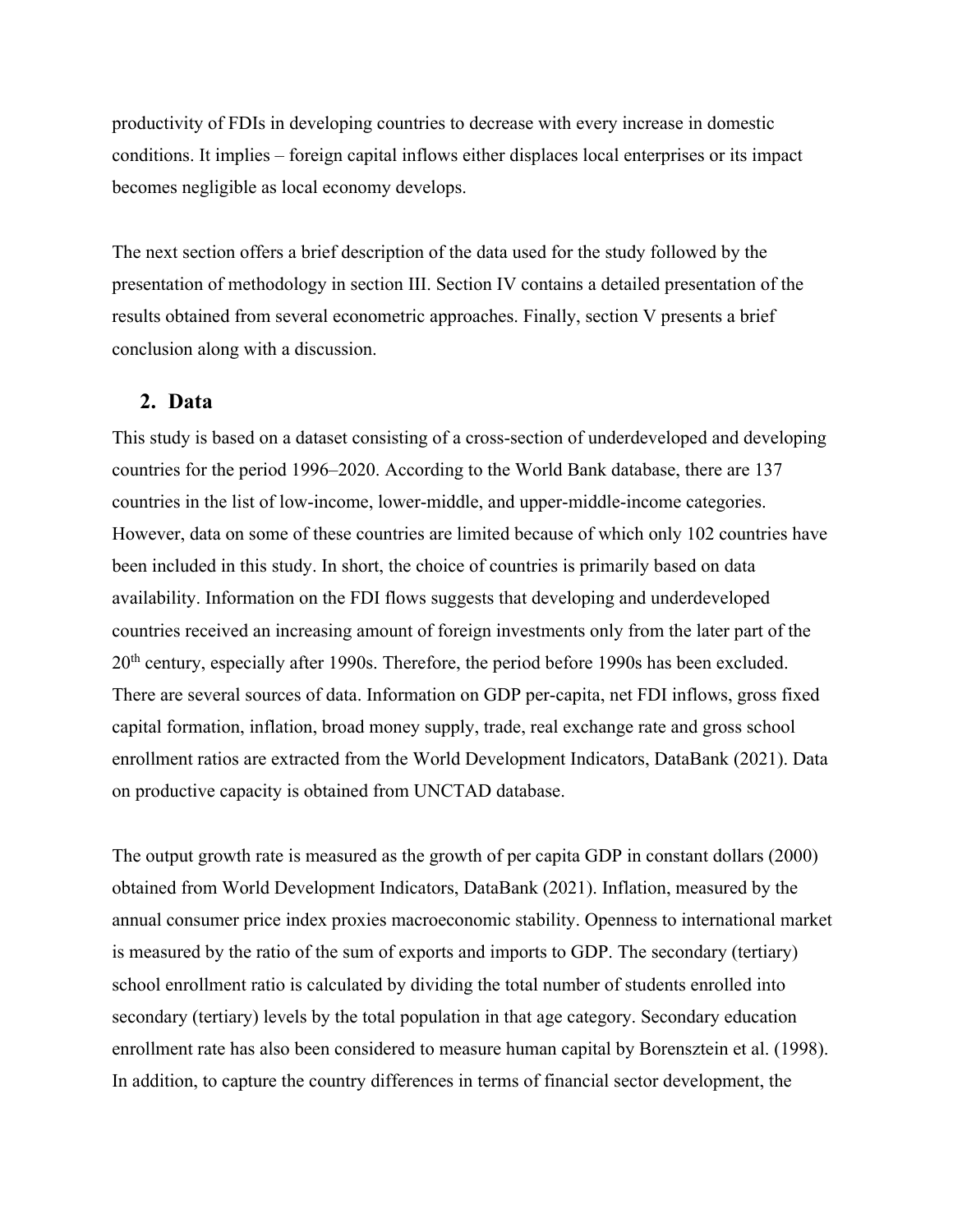productivity of FDIs in developing countries to decrease with every increase in domestic conditions. It implies – foreign capital inflows either displaces local enterprises or its impact becomes negligible as local economy develops.

The next section offers a brief description of the data used for the study followed by the presentation of methodology in section III. Section IV contains a detailed presentation of the results obtained from several econometric approaches. Finally, section V presents a brief conclusion along with a discussion.

## 2. Data

This study is based on a dataset consisting of a cross-section of underdeveloped and developing countries for the period 1996–2020. According to the World Bank database, there are 137 countries in the list of low-income, lower-middle, and upper-middle-income categories. However, data on some of these countries are limited because of which only 102 countries have been included in this study. In short, the choice of countries is primarily based on data availability. Information on the FDI flows suggests that developing and underdeveloped countries received an increasing amount of foreign investments only from the later part of the 20th century, especially after 1990s. Therefore, the period before 1990s has been excluded. There are several sources of data. Information on GDP per-capita, net FDI inflows, gross fixed capital formation, inflation, broad money supply, trade, real exchange rate and gross school enrollment ratios are extracted from the World Development Indicators, DataBank (2021). Data on productive capacity is obtained from UNCTAD database.

The output growth rate is measured as the growth of per capita GDP in constant dollars (2000) obtained from World Development Indicators, DataBank (2021). Inflation, measured by the annual consumer price index proxies macroeconomic stability. Openness to international market is measured by the ratio of the sum of exports and imports to GDP. The secondary (tertiary) school enrollment ratio is calculated by dividing the total number of students enrolled into secondary (tertiary) levels by the total population in that age category. Secondary education enrollment rate has also been considered to measure human capital by Borensztein et al. (1998). In addition, to capture the country differences in terms of financial sector development, the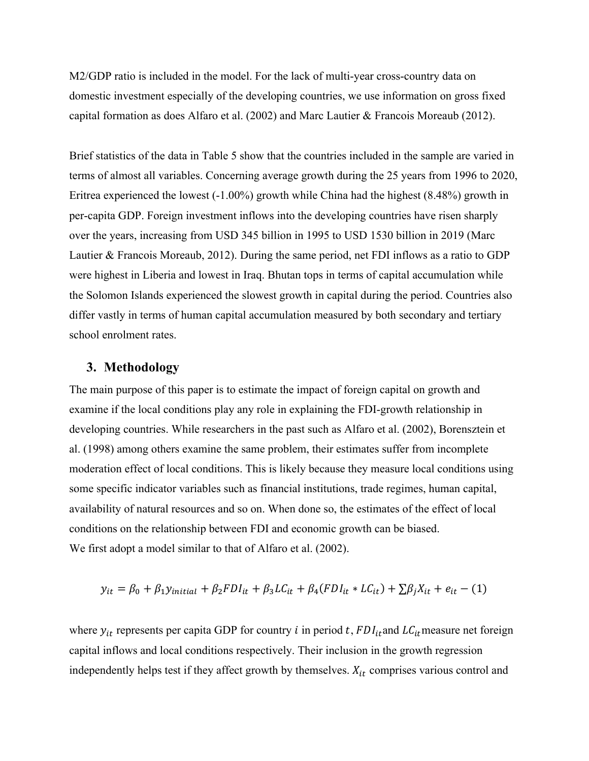M2/GDP ratio is included in the model. For the lack of multi-year cross-country data on domestic investment especially of the developing countries, we use information on gross fixed capital formation as does Alfaro et al. (2002) and Marc Lautier & Francois Moreaub (2012).

Brief statistics of the data in Table 5 show that the countries included in the sample are varied in terms of almost all variables. Concerning average growth during the 25 years from 1996 to 2020, Eritrea experienced the lowest (-1.00%) growth while China had the highest (8.48%) growth in per-capita GDP. Foreign investment inflows into the developing countries have risen sharply over the years, increasing from USD 345 billion in 1995 to USD 1530 billion in 2019 (Marc Lautier & Francois Moreaub, 2012). During the same period, net FDI inflows as a ratio to GDP were highest in Liberia and lowest in Iraq. Bhutan tops in terms of capital accumulation while the Solomon Islands experienced the slowest growth in capital during the period. Countries also differ vastly in terms of human capital accumulation measured by both secondary and tertiary school enrolment rates.

## 3. Methodology

The main purpose of this paper is to estimate the impact of foreign capital on growth and examine if the local conditions play any role in explaining the FDI-growth relationship in developing countries. While researchers in the past such as Alfaro et al. (2002), Borensztein et al. (1998) among others examine the same problem, their estimates suffer from incomplete moderation effect of local conditions. This is likely because they measure local conditions using some specific indicator variables such as financial institutions, trade regimes, human capital, availability of natural resources and so on. When done so, the estimates of the effect of local conditions on the relationship between FDI and economic growth can be biased.
We first adopt a model similar to that of Alfaro et al. (2002).

$$y_{it} = \beta_0 + \beta_1 y_{initial} + \beta_2 FDI_{it} + \beta_3 LC_{it} + \beta_4 (FDI_{it} * LC_{it}) + \sum \beta_j X_{it} + e_{it} - (1)$$

where $y_{it}$ represents per capita GDP for country $i$ in period $t$, $FDI_{it}$ and $LC_{it}$ measure net foreign capital inflows and local conditions respectively. Their inclusion in the growth regression independently helps test if they affect growth by themselves. $X_{it}$ comprises various control and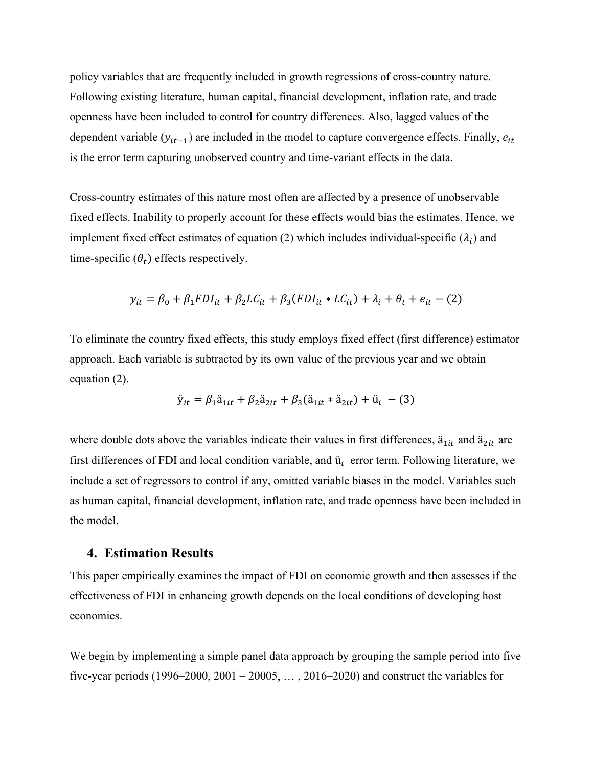policy variables that are frequently included in growth regressions of cross-country nature. Following existing literature, human capital, financial development, inflation rate, and trade openness have been included to control for country differences. Also, lagged values of the dependent variable ($y_{it-1}$) are included in the model to capture convergence effects. Finally, $e_{it}$ is the error term capturing unobserved country and time-variant effects in the data.

Cross-country estimates of this nature most often are affected by a presence of unobservable fixed effects. Inability to properly account for these effects would bias the estimates. Hence, we implement fixed effect estimates of equation (2) which includes individual-specific ($\lambda_i$) and time-specific ($\theta_t$) effects respectively.

$$y_{it} = \beta_0 + \beta_1 FDI_{it} + \beta_2 LC_{it} + \beta_3 (FDI_{it} * LC_{it}) + \lambda_i + \theta_t + e_{it} - (2)$$

To eliminate the country fixed effects, this study employs fixed effect (first difference) estimator approach. Each variable is subtracted by its own value of the previous year and we obtain equation (2).

$$\ddot{y}_{it} = \beta_1 \ddot{a}_{1it} + \beta_2 \ddot{a}_{2it} + \beta_3 (\ddot{a}_{1it} * \ddot{a}_{2it}) + \ddot{u}_i \; - (3)$$

where double dots above the variables indicate their values in first differences, $\ddot{a}_{1it}$ and $\ddot{a}_{2it}$ are first differences of FDI and local condition variable, and $\ddot{u}_i$ error term. Following literature, we include a set of regressors to control if any, omitted variable biases in the model. Variables such as human capital, financial development, inflation rate, and trade openness have been included in the model.

## 4. Estimation Results

This paper empirically examines the impact of FDI on economic growth and then assesses if the effectiveness of FDI in enhancing growth depends on the local conditions of developing host economies.

We begin by implementing a simple panel data approach by grouping the sample period into five five-year periods (1996–2000, 2001 – 20005, … , 2016–2020) and construct the variables for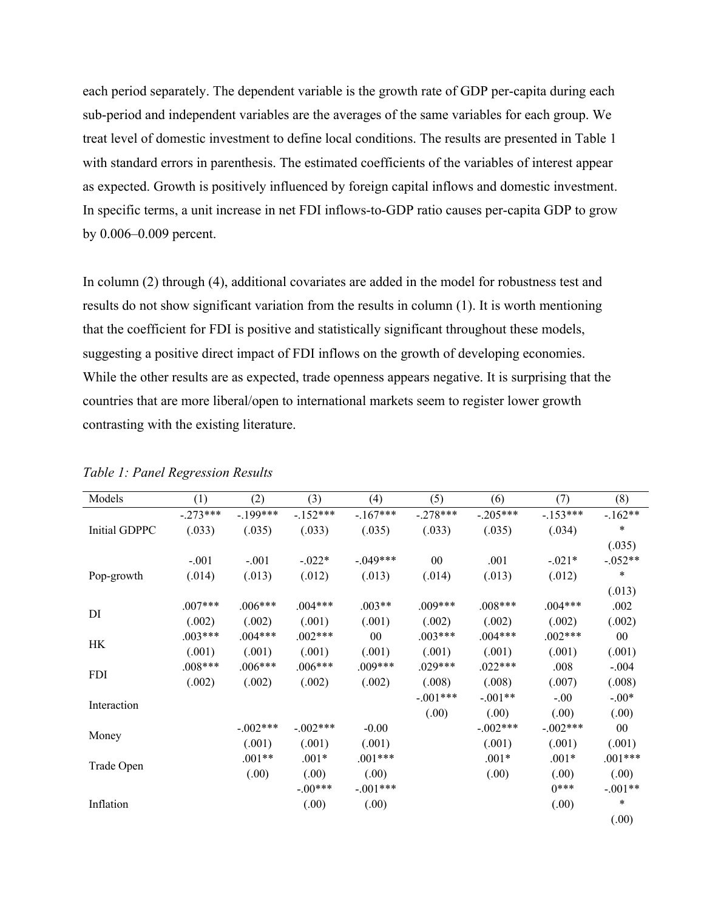each period separately. The dependent variable is the growth rate of GDP per-capita during each sub-period and independent variables are the averages of the same variables for each group. We treat level of domestic investment to define local conditions. The results are presented in Table 1 with standard errors in parenthesis. The estimated coefficients of the variables of interest appear as expected. Growth is positively influenced by foreign capital inflows and domestic investment. In specific terms, a unit increase in net FDI inflows-to-GDP ratio causes per-capita GDP to grow by 0.006–0.009 percent.

In column (2) through (4), additional covariates are added in the model for robustness test and results do not show significant variation from the results in column (1). It is worth mentioning that the coefficient for FDI is positive and statistically significant throughout these models, suggesting a positive direct impact of FDI inflows on the growth of developing economies. While the other results are as expected, trade openness appears negative. It is surprising that the countries that are more liberal/open to international markets seem to register lower growth contrasting with the existing literature.

*Table 1: Panel Regression Results*

| Models | (1) | (2) | (3) | (4) | (5) | (6) | (7) | (8) |
|---|---|---|---|---|---|---|---|---|
| Initial GDPPC | -.273*** | -.199*** | -.152*** | -.167*** | -.278*** | -.205*** | -.153*** | -.162*** |
| | (.033) | (.035) | (.033) | (.035) | (.033) | (.035) | (.034) | (.035) |
| Pop-growth | -.001 | -.001 | -.022* | -.049*** | 00 | .001 | -.021* | -.052*** |
| | (.014) | (.013) | (.012) | (.013) | (.014) | (.013) | (.012) | (.013) |
| DI | .007*** | .006*** | .004*** | .003** | .009*** | .008*** | .004*** | .002 |
| | (.002) | (.002) | (.001) | (.001) | (.002) | (.002) | (.002) | (.002) |
| HK | .003*** | .004*** | .002*** | 00 | .003*** | .004*** | .002*** | 00 |
| | (.001) | (.001) | (.001) | (.001) | (.001) | (.001) | (.001) | (.001) |
| FDI | .008*** | .006*** | .006*** | .009*** | .029*** | .022*** | .008 | -.004 |
| | (.002) | (.002) | (.002) | (.002) | (.008) | (.008) | (.007) | (.008) |
| Interaction | | | | | -.001*** | -.001** | -.00 | -.00* |
| | | | | | (.00) | (.00) | (.00) | (.00) |
| Money | | -.002*** | -.002*** | -0.00 | | -.002*** | -.002*** | 00 |
| | | (.001) | (.001) | (.001) | | (.001) | (.001) | (.001) |
| Trade Open | | .001** | .001* | .001*** | | .001* | .001* | .001*** |
| | | (.00) | (.00) | (.00) | | (.00) | (.00) | (.00) |
| Inflation | | | -.00*** | -.001*** | | | 0*** | -.001*** |
| | | | (.00) | (.00) | | | (.00) | (.00) |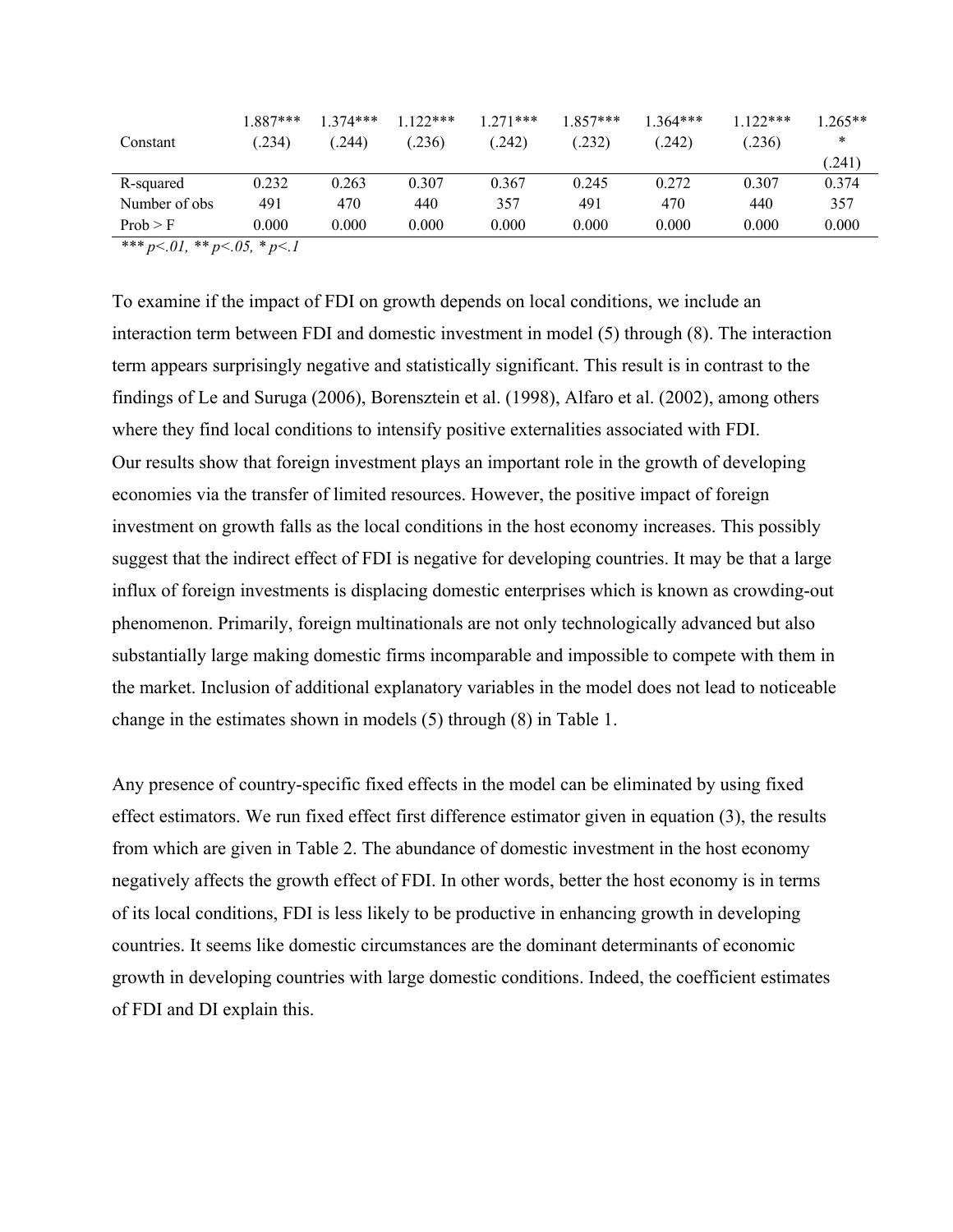| | | | | | | | | |
|---|---|---|---|---|---|---|---|---|
| Constant | 1.887*** (.234) | 1.374*** (.244) | 1.122*** (.236) | 1.271*** (.242) | 1.857*** (.232) | 1.364*** (.242) | 1.122*** (.236) | 1.265*** (.241) |
| R-squared | 0.232 | 0.263 | 0.307 | 0.367 | 0.245 | 0.272 | 0.307 | 0.374 |
| Number of obs | 491 | 470 | 440 | 357 | 491 | 470 | 440 | 357 |
| Prob > F | 0.000 | 0.000 | 0.000 | 0.000 | 0.000 | 0.000 | 0.000 | 0.000 |

*\*\*\* p<.01, \*\* p<.05, \* p<.1*

To examine if the impact of FDI on growth depends on local conditions, we include an interaction term between FDI and domestic investment in model (5) through (8). The interaction term appears surprisingly negative and statistically significant. This result is in contrast to the findings of Le and Suruga (2006), Borensztein et al. (1998), Alfaro et al. (2002), among others where they find local conditions to intensify positive externalities associated with FDI. Our results show that foreign investment plays an important role in the growth of developing economies via the transfer of limited resources. However, the positive impact of foreign investment on growth falls as the local conditions in the host economy increases. This possibly suggest that the indirect effect of FDI is negative for developing countries. It may be that a large influx of foreign investments is displacing domestic enterprises which is known as crowding-out phenomenon. Primarily, foreign multinationals are not only technologically advanced but also substantially large making domestic firms incomparable and impossible to compete with them in the market. Inclusion of additional explanatory variables in the model does not lead to noticeable change in the estimates shown in models (5) through (8) in Table 1.

Any presence of country-specific fixed effects in the model can be eliminated by using fixed effect estimators. We run fixed effect first difference estimator given in equation (3), the results from which are given in Table 2. The abundance of domestic investment in the host economy negatively affects the growth effect of FDI. In other words, better the host economy is in terms of its local conditions, FDI is less likely to be productive in enhancing growth in developing countries. It seems like domestic circumstances are the dominant determinants of economic growth in developing countries with large domestic conditions. Indeed, the coefficient estimates of FDI and DI explain this.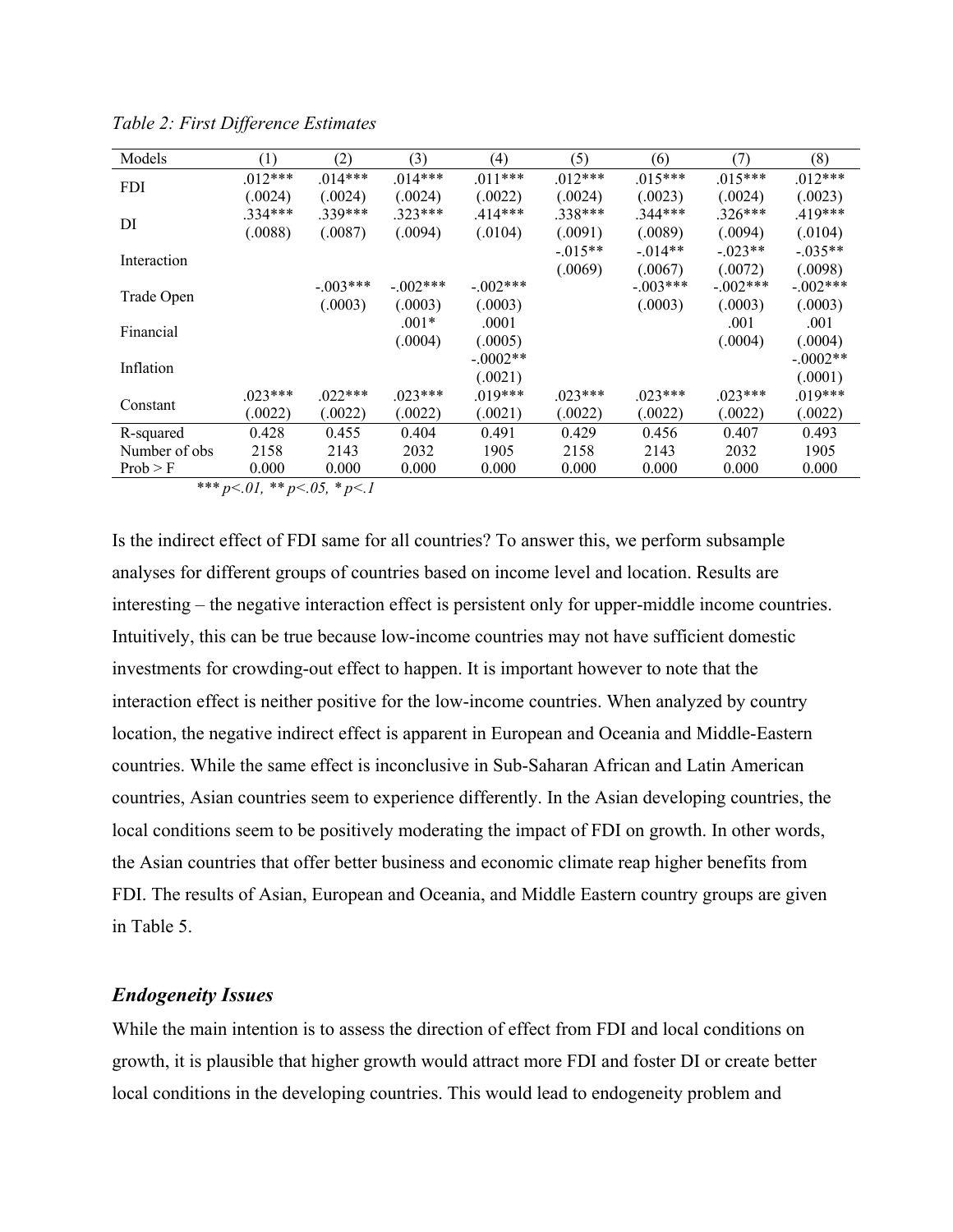*Table 2: First Difference Estimates*

| Models | (1) | (2) | (3) | (4) | (5) | (6) | (7) | (8) |
|---|---|---|---|---|---|---|---|---|
| FDI | .012*** | .014*** | .014*** | .011*** | .012*** | .015*** | .015*** | .012*** |
| | (.0024) | (.0024) | (.0024) | (.0022) | (.0024) | (.0023) | (.0024) | (.0023) |
| DI | .334*** | .339*** | .323*** | .414*** | .338*** | .344*** | .326*** | .419*** |
| | (.0088) | (.0087) | (.0094) | (.0104) | (.0091) | (.0089) | (.0094) | (.0104) |
| Interaction | | | | | -.015** | -.014** | -.023** | -.035** |
| | | | | | (.0069) | (.0067) | (.0072) | (.0098) |
| Trade Open | | -.003*** | -.002*** | -.002*** | | -.003*** | -.002*** | -.002*** |
| | | (.0003) | (.0003) | (.0003) | | (.0003) | (.0003) | (.0003) |
| Financial | | | .001* | .0001 | | | .001 | .001 |
| | | | (.0004) | (.0005) | | | (.0004) | (.0004) |
| Inflation | | | | -.0002** | | | | -.0002** |
| | | | | (.0021) | | | | (.0001) |
| Constant | .023*** | .022*** | .023*** | .019*** | .023*** | .023*** | .023*** | .019*** |
| | (.0022) | (.0022) | (.0022) | (.0021) | (.0022) | (.0022) | (.0022) | (.0022) |
| R-squared | 0.428 | 0.455 | 0.404 | 0.491 | 0.429 | 0.456 | 0.407 | 0.493 |
| Number of obs | 2158 | 2143 | 2032 | 1905 | 2158 | 2143 | 2032 | 1905 |
| Prob > F | 0.000 | 0.000 | 0.000 | 0.000 | 0.000 | 0.000 | 0.000 | 0.000 |

*\*\*\* p<.01, \*\* p<.05, \* p<.1*

Is the indirect effect of FDI same for all countries? To answer this, we perform subsample analyses for different groups of countries based on income level and location. Results are interesting – the negative interaction effect is persistent only for upper-middle income countries. Intuitively, this can be true because low-income countries may not have sufficient domestic investments for crowding-out effect to happen. It is important however to note that the interaction effect is neither positive for the low-income countries. When analyzed by country location, the negative indirect effect is apparent in European and Oceania and Middle-Eastern countries. While the same effect is inconclusive in Sub-Saharan African and Latin American countries, Asian countries seem to experience differently. In the Asian developing countries, the local conditions seem to be positively moderating the impact of FDI on growth. In other words, the Asian countries that offer better business and economic climate reap higher benefits from FDI. The results of Asian, European and Oceania, and Middle Eastern country groups are given in Table 5.

### *Endogeneity Issues*

While the main intention is to assess the direction of effect from FDI and local conditions on growth, it is plausible that higher growth would attract more FDI and foster DI or create better local conditions in the developing countries. This would lead to endogeneity problem and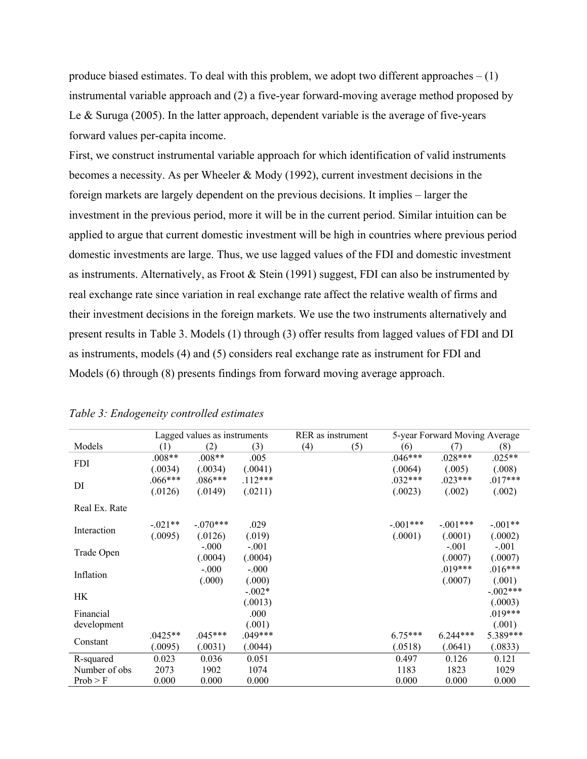produce biased estimates. To deal with this problem, we adopt two different approaches – (1) instrumental variable approach and (2) a five-year forward-moving average method proposed by Le & Suruga (2005). In the latter approach, dependent variable is the average of five-years forward values per-capita income.

First, we construct instrumental variable approach for which identification of valid instruments becomes a necessity. As per Wheeler & Mody (1992), current investment decisions in the foreign markets are largely dependent on the previous decisions. It implies – larger the investment in the previous period, more it will be in the current period. Similar intuition can be applied to argue that current domestic investment will be high in countries where previous period domestic investments are large. Thus, we use lagged values of the FDI and domestic investment as instruments. Alternatively, as Froot & Stein (1991) suggest, FDI can also be instrumented by real exchange rate since variation in real exchange rate affect the relative wealth of firms and their investment decisions in the foreign markets. We use the two instruments alternatively and present results in Table 3. Models (1) through (3) offer results from lagged values of FDI and DI as instruments, models (4) and (5) considers real exchange rate as instrument for FDI and Models (6) through (8) presents findings from forward moving average approach.

*Table 3: Endogeneity controlled estimates*

| | Lagged values as instruments | | | RER as instrument | | 5-year Forward Moving Average | | |
|---|---|---|---|---|---|---|---|---|
| Models | (1) | (2) | (3) | (4) | (5) | (6) | (7) | (8) |
| FDI | .008** | .008** | .005 | | | .046*** | .028*** | .025** |
| | (.0034) | (.0034) | (.0041) | | | (.0064) | (.005) | (.008) |
| DI | .066*** | .086*** | .112*** | | | .032*** | .023*** | .017*** |
| | (.0126) | (.0149) | (.0211) | | | (.0023) | (.002) | (.002) |
| Real Ex. Rate | | | | | | | | |
| Interaction | -.021** | -.070*** | .029 | | | -.001*** | -.001*** | -.001** |
| | (.0095) | (.0126) | (.019) | | | (.0001) | (.0001) | (.0002) |
| Trade Open | | -.000 | -.001 | | | | -.001 | -.001 |
| | | (.0004) | (.0004) | | | | (.0007) | (.0007) |
| Inflation | | -.000 | -.000 | | | | .019*** | .016*** |
| | | (.000) | (.000) | | | | (.0007) | (.001) |
| HK | | | -.002* | | | | | -.002*** |
| | | | (.0013) | | | | | (.0003) |
| Financial development | | | .000 | | | | | .019*** |
| | | | (.001) | | | | | (.001) |
| Constant | .0425** | .045*** | .049*** | | | 6.75*** | 6.244*** | 5.389*** |
| | (.0095) | (.0031) | (.0044) | | | (.0518) | (.0641) | (.0833) |
| R-squared | 0.023 | 0.036 | 0.051 | | | 0.497 | 0.126 | 0.121 |
| Number of obs | 2073 | 1902 | 1074 | | | 1183 | 1823 | 1029 |
| Prob > F | 0.000 | 0.000 | 0.000 | | | 0.000 | 0.000 | 0.000 |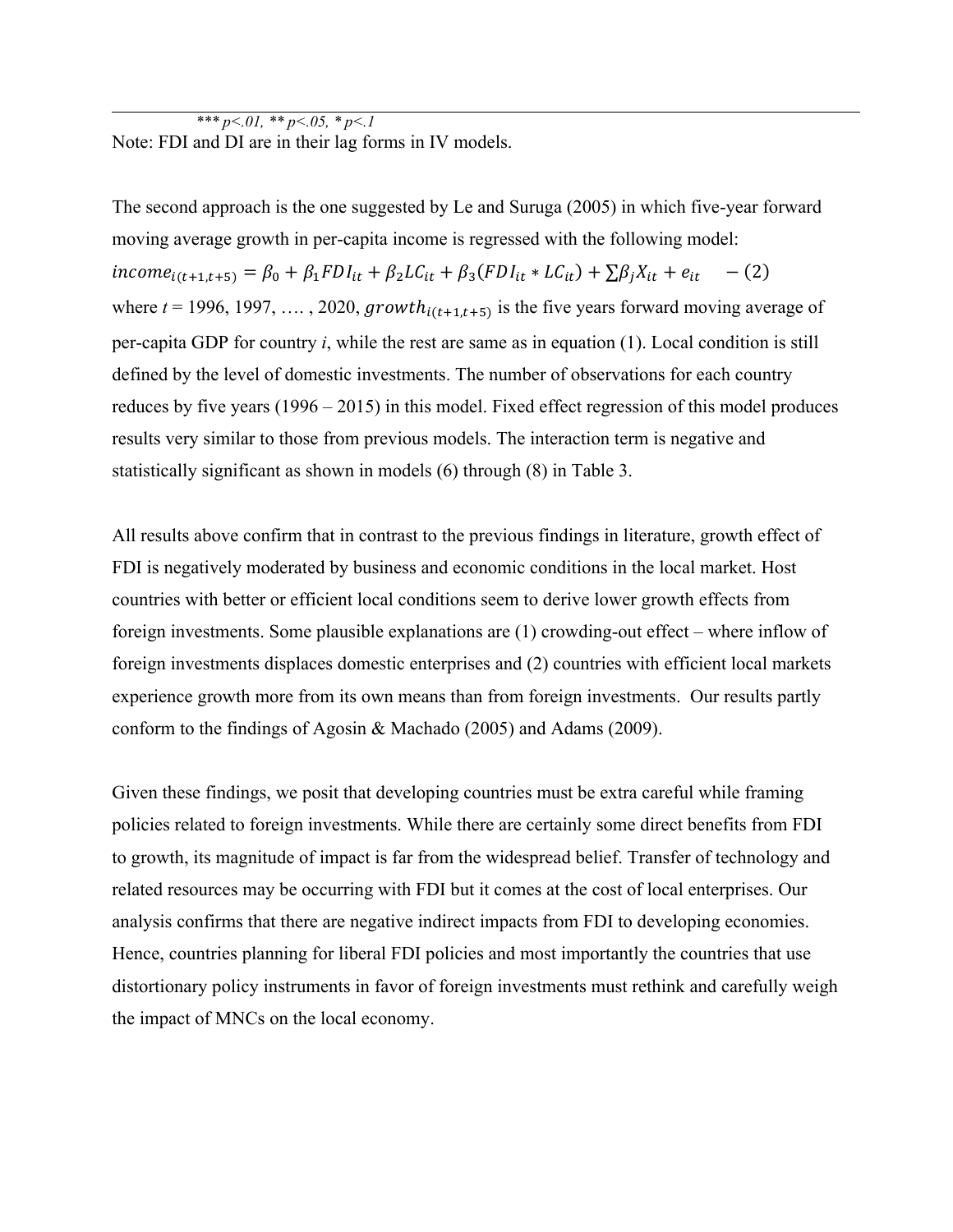*** $p<.01$, ** $p<.05$, * $p<.1$

Note: FDI and DI are in their lag forms in IV models.

The second approach is the one suggested by Le and Suruga (2005) in which five-year forward moving average growth in per-capita income is regressed with the following model:

$$income_{i(t+1,t+5)} = \beta_0 + \beta_1 FDI_{it} + \beta_2 LC_{it} + \beta_3 (FDI_{it} * LC_{it}) + \sum \beta_j X_{it} + e_{it} \quad -(2)$$

where $t$ = 1996, 1997, …. , 2020, $growth_{i(t+1,t+5)}$ is the five years forward moving average of per-capita GDP for country $i$, while the rest are same as in equation (1). Local condition is still defined by the level of domestic investments. The number of observations for each country reduces by five years (1996 – 2015) in this model. Fixed effect regression of this model produces results very similar to those from previous models. The interaction term is negative and statistically significant as shown in models (6) through (8) in Table 3.

All results above confirm that in contrast to the previous findings in literature, growth effect of FDI is negatively moderated by business and economic conditions in the local market. Host countries with better or efficient local conditions seem to derive lower growth effects from foreign investments. Some plausible explanations are (1) crowding-out effect – where inflow of foreign investments displaces domestic enterprises and (2) countries with efficient local markets experience growth more from its own means than from foreign investments. Our results partly conform to the findings of Agosin & Machado (2005) and Adams (2009).

Given these findings, we posit that developing countries must be extra careful while framing policies related to foreign investments. While there are certainly some direct benefits from FDI to growth, its magnitude of impact is far from the widespread belief. Transfer of technology and related resources may be occurring with FDI but it comes at the cost of local enterprises. Our analysis confirms that there are negative indirect impacts from FDI to developing economies. Hence, countries planning for liberal FDI policies and most importantly the countries that use distortionary policy instruments in favor of foreign investments must rethink and carefully weigh the impact of MNCs on the local economy.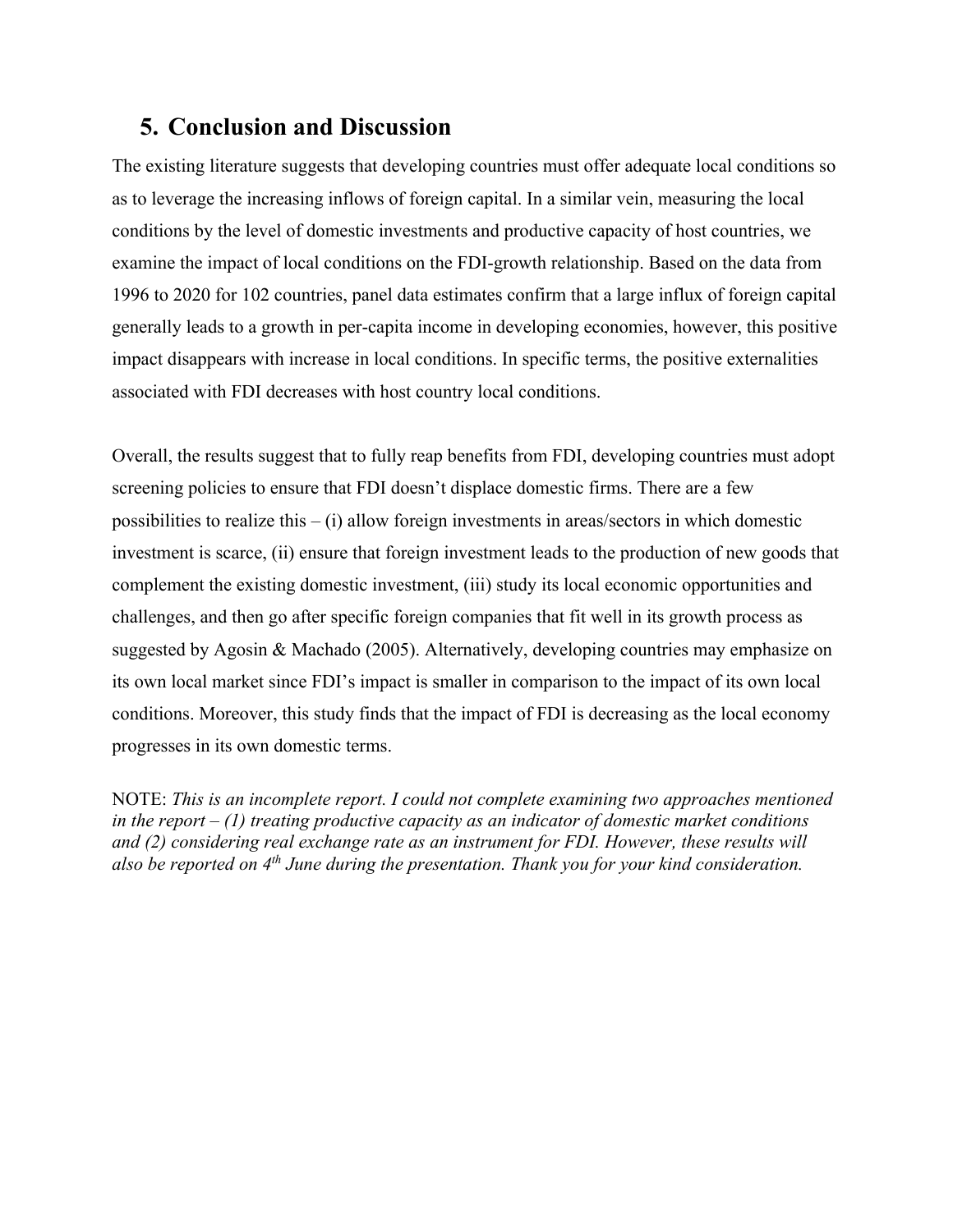## 5. Conclusion and Discussion

The existing literature suggests that developing countries must offer adequate local conditions so as to leverage the increasing inflows of foreign capital. In a similar vein, measuring the local conditions by the level of domestic investments and productive capacity of host countries, we examine the impact of local conditions on the FDI-growth relationship. Based on the data from 1996 to 2020 for 102 countries, panel data estimates confirm that a large influx of foreign capital generally leads to a growth in per-capita income in developing economies, however, this positive impact disappears with increase in local conditions. In specific terms, the positive externalities associated with FDI decreases with host country local conditions.

Overall, the results suggest that to fully reap benefits from FDI, developing countries must adopt screening policies to ensure that FDI doesn't displace domestic firms. There are a few possibilities to realize this – (i) allow foreign investments in areas/sectors in which domestic investment is scarce, (ii) ensure that foreign investment leads to the production of new goods that complement the existing domestic investment, (iii) study its local economic opportunities and challenges, and then go after specific foreign companies that fit well in its growth process as suggested by Agosin & Machado (2005). Alternatively, developing countries may emphasize on its own local market since FDI's impact is smaller in comparison to the impact of its own local conditions. Moreover, this study finds that the impact of FDI is decreasing as the local economy progresses in its own domestic terms.

NOTE: *This is an incomplete report. I could not complete examining two approaches mentioned in the report – (1) treating productive capacity as an indicator of domestic market conditions and (2) considering real exchange rate as an instrument for FDI. However, these results will also be reported on 4th June during the presentation. Thank you for your kind consideration.*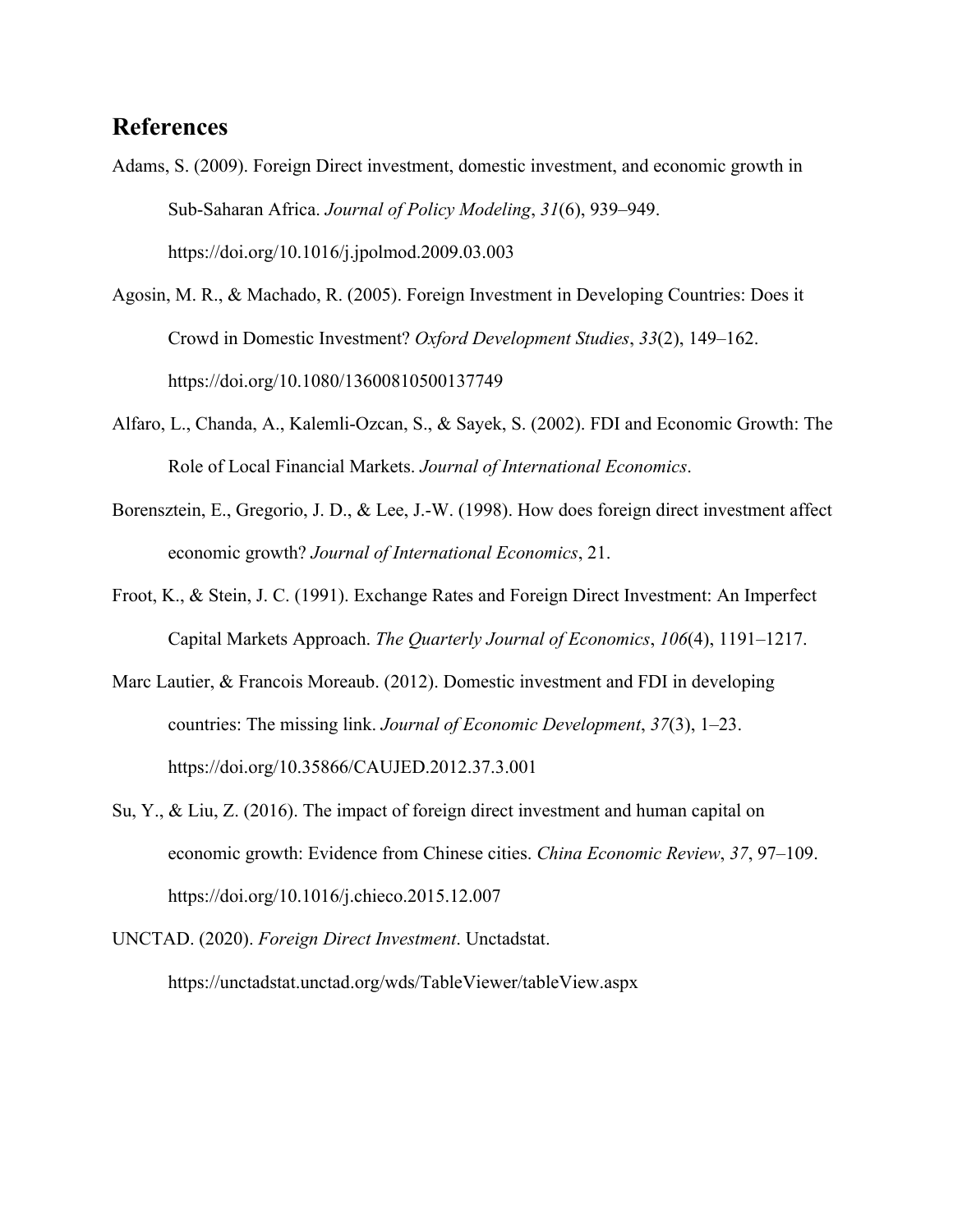## References

Adams, S. (2009). Foreign Direct investment, domestic investment, and economic growth in Sub-Saharan Africa. *Journal of Policy Modeling*, *31*(6), 939–949. https://doi.org/10.1016/j.jpolmod.2009.03.003

Agosin, M. R., & Machado, R. (2005). Foreign Investment in Developing Countries: Does it Crowd in Domestic Investment? *Oxford Development Studies*, *33*(2), 149–162. https://doi.org/10.1080/13600810500137749

Alfaro, L., Chanda, A., Kalemli-Ozcan, S., & Sayek, S. (2002). FDI and Economic Growth: The Role of Local Financial Markets. *Journal of International Economics*.

Borensztein, E., Gregorio, J. D., & Lee, J.-W. (1998). How does foreign direct investment affect economic growth? *Journal of International Economics*, 21.

Froot, K., & Stein, J. C. (1991). Exchange Rates and Foreign Direct Investment: An Imperfect Capital Markets Approach. *The Quarterly Journal of Economics*, *106*(4), 1191–1217.

Marc Lautier, & Francois Moreaub. (2012). Domestic investment and FDI in developing countries: The missing link. *Journal of Economic Development*, *37*(3), 1–23. https://doi.org/10.35866/CAUJED.2012.37.3.001

Su, Y., & Liu, Z. (2016). The impact of foreign direct investment and human capital on economic growth: Evidence from Chinese cities. *China Economic Review*, *37*, 97–109. https://doi.org/10.1016/j.chieco.2015.12.007

UNCTAD. (2020). *Foreign Direct Investment*. Unctadstat. https://unctadstat.unctad.org/wds/TableViewer/tableView.aspx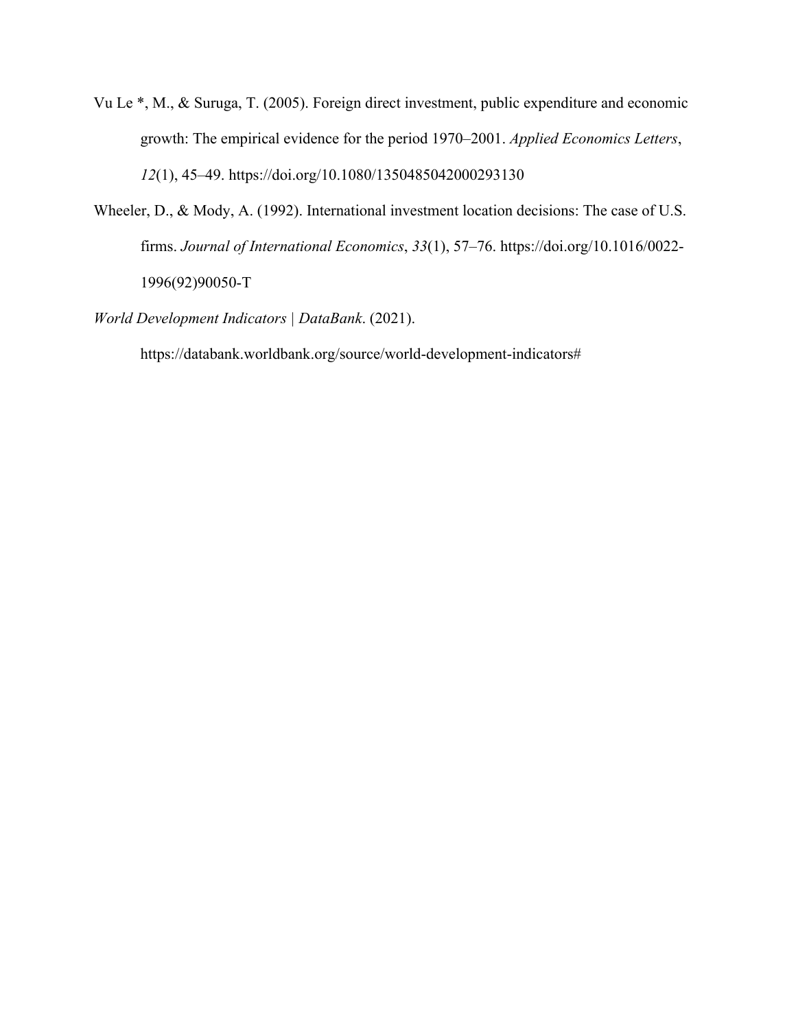Vu Le *, M., & Suruga, T. (2005). Foreign direct investment, public expenditure and economic growth: The empirical evidence for the period 1970–2001. *Applied Economics Letters*, *12*(1), 45–49. https://doi.org/10.1080/1350485042000293130

Wheeler, D., & Mody, A. (1992). International investment location decisions: The case of U.S. firms. *Journal of International Economics*, *33*(1), 57–76. https://doi.org/10.1016/0022-1996(92)90050-T

*World Development Indicators | DataBank*. (2021). https://databank.worldbank.org/source/world-development-indicators#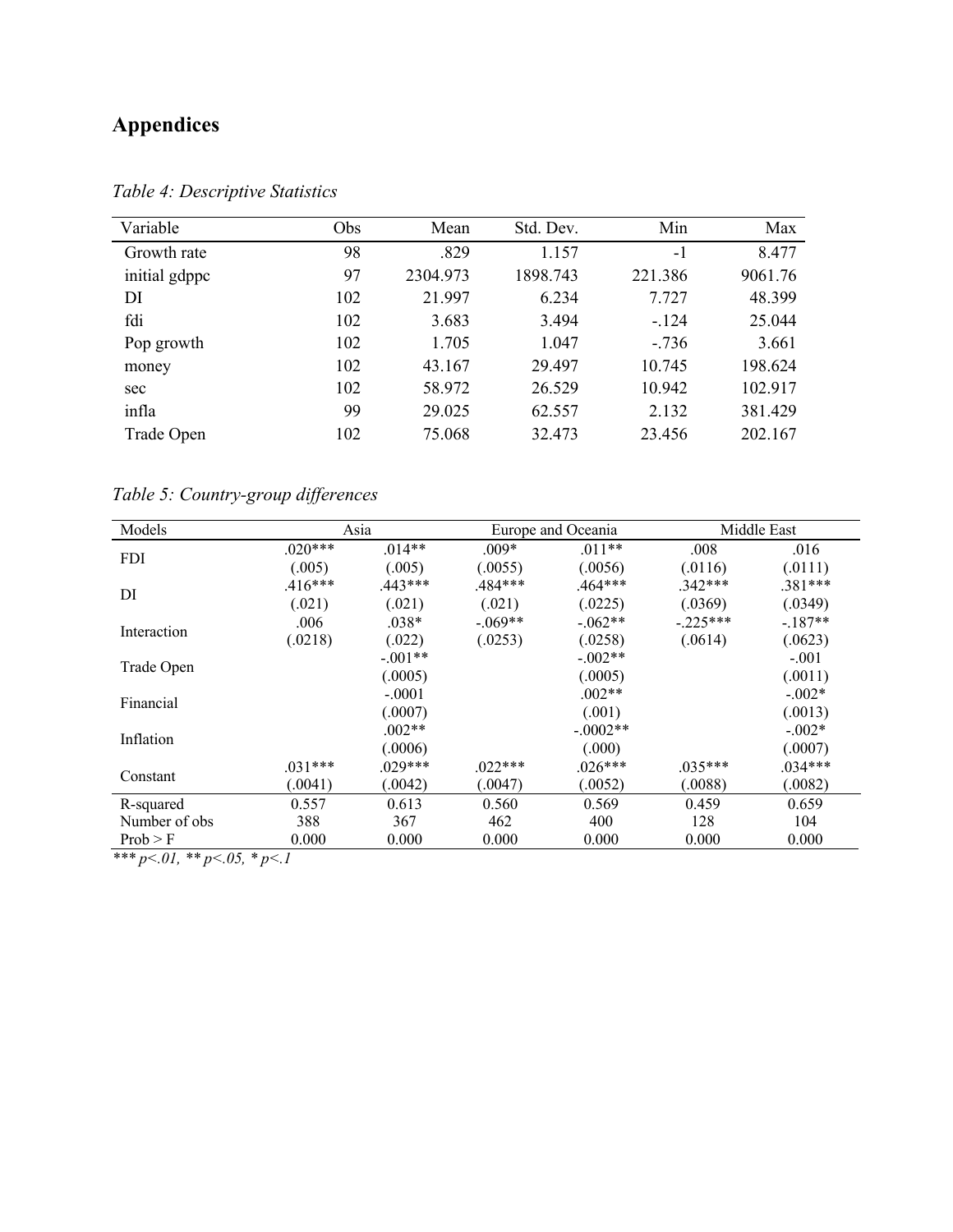# Appendices

*Table 4: Descriptive Statistics*

| Variable | Obs | Mean | Std. Dev. | Min | Max |
|---|---|---|---|---|---|
| Growth rate | 98 | .829 | 1.157 | -1 | 8.477 |
| initial gdppc | 97 | 2304.973 | 1898.743 | 221.386 | 9061.76 |
| DI | 102 | 21.997 | 6.234 | 7.727 | 48.399 |
| fdi | 102 | 3.683 | 3.494 | -.124 | 25.044 |
| Pop growth | 102 | 1.705 | 1.047 | -.736 | 3.661 |
| money | 102 | 43.167 | 29.497 | 10.745 | 198.624 |
| sec | 102 | 58.972 | 26.529 | 10.942 | 102.917 |
| infla | 99 | 29.025 | 62.557 | 2.132 | 381.429 |
| Trade Open | 102 | 75.068 | 32.473 | 23.456 | 202.167 |

*Table 5: Country-group differences*

| Models | Asia | | Europe and Oceania | | Middle East | |
|---|---|---|---|---|---|---|
| FDI | .020*** | .014** | .009* | .011** | .008 | .016 |
| | (.005) | (.005) | (.0055) | (.0056) | (.0116) | (.0111) |
| DI | .416*** | .443*** | .484*** | .464*** | .342*** | .381*** |
| | (.021) | (.021) | (.021) | (.0225) | (.0369) | (.0349) |
| Interaction | .006 | .038* | -.069** | -.062** | -.225*** | -.187** |
| | (.0218) | (.022) | (.0253) | (.0258) | (.0614) | (.0623) |
| Trade Open | | -.001** | | -.002** | | -.001 |
| | | (.0005) | | (.0005) | | (.0011) |
| Financial | | -.0001 | | .002** | | -.002* |
| | | (.0007) | | (.001) | | (.0013) |
| Inflation | | .002** | | -.0002** | | -.002* |
| | | (.0006) | | (.000) | | (.0007) |
| Constant | .031*** | .029*** | .022*** | .026*** | .035*** | .034*** |
| | (.0041) | (.0042) | (.0047) | (.0052) | (.0088) | (.0082) |
| R-squared | 0.557 | 0.613 | 0.560 | 0.569 | 0.459 | 0.659 |
| Number of obs | 388 | 367 | 462 | 400 | 128 | 104 |
| Prob > F | 0.000 | 0.000 | 0.000 | 0.000 | 0.000 | 0.000 |

*\*\*\* p<.01, \*\* p<.05, \* p<.1*